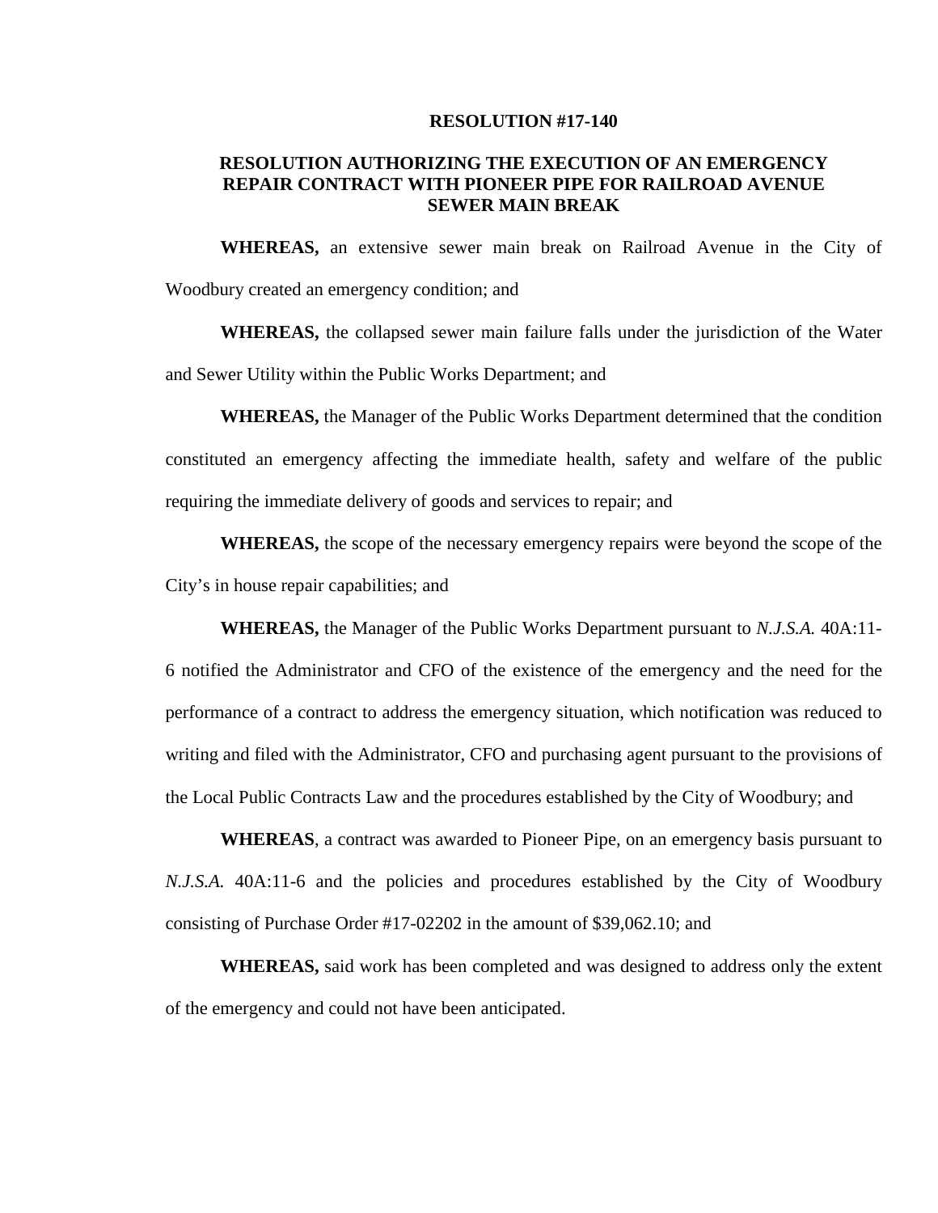**RESOLUTION #17-140**

**RESOLUTION AUTHORIZING THE EXECUTION OF AN EMERGENCY REPAIR CONTRACT WITH PIONEER PIPE FOR RAILROAD AVENUE SEWER MAIN BREAK**

**WHEREAS,** an extensive sewer main break on Railroad Avenue in the City of Woodbury created an emergency condition; and

**WHEREAS,** the collapsed sewer main failure falls under the jurisdiction of the Water and Sewer Utility within the Public Works Department; and

**WHEREAS,** the Manager of the Public Works Department determined that the condition constituted an emergency affecting the immediate health, safety and welfare of the public requiring the immediate delivery of goods and services to repair; and

**WHEREAS,** the scope of the necessary emergency repairs were beyond the scope of the City's in house repair capabilities; and

**WHEREAS,** the Manager of the Public Works Department pursuant to *N.J.S.A.* 40A:11-6 notified the Administrator and CFO of the existence of the emergency and the need for the performance of a contract to address the emergency situation, which notification was reduced to writing and filed with the Administrator, CFO and purchasing agent pursuant to the provisions of the Local Public Contracts Law and the procedures established by the City of Woodbury; and

**WHEREAS**, a contract was awarded to Pioneer Pipe, on an emergency basis pursuant to *N.J.S.A.* 40A:11-6 and the policies and procedures established by the City of Woodbury consisting of Purchase Order #17-02202 in the amount of $39,062.10; and

**WHEREAS,** said work has been completed and was designed to address only the extent of the emergency and could not have been anticipated.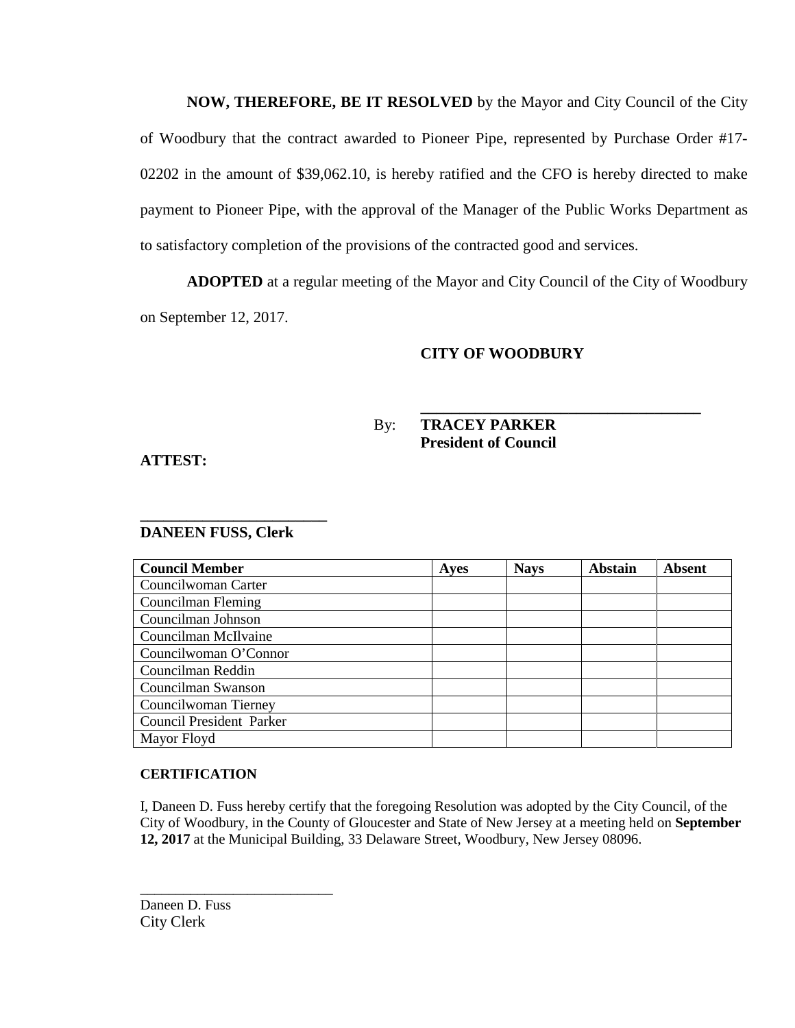**NOW, THEREFORE, BE IT RESOLVED** by the Mayor and City Council of the City of Woodbury that the contract awarded to Pioneer Pipe, represented by Purchase Order #17-02202 in the amount of $39,062.10, is hereby ratified and the CFO is hereby directed to make payment to Pioneer Pipe, with the approval of the Manager of the Public Works Department as to satisfactory completion of the provisions of the contracted good and services.

**ADOPTED** at a regular meeting of the Mayor and City Council of the City of Woodbury on September 12, 2017.

**CITY OF WOODBURY**

By: ____________________________________

**TRACEY PARKER**
**President of Council**

**ATTEST:**

________________________
**DANEEN FUSS, Clerk**

| Council Member | Ayes | Nays | Abstain | Absent |
|---|---|---|---|---|
| Councilwoman Carter | | | | |
| Councilman Fleming | | | | |
| Councilman Johnson | | | | |
| Councilman McIlvaine | | | | |
| Councilwoman O'Connor | | | | |
| Councilman Reddin | | | | |
| Councilman Swanson | | | | |
| Councilwoman Tierney | | | | |
| Council President Parker | | | | |
| Mayor Floyd | | | | |

**CERTIFICATION**

I, Daneen D. Fuss hereby certify that the foregoing Resolution was adopted by the City Council, of the City of Woodbury, in the County of Gloucester and State of New Jersey at a meeting held on **September 12, 2017** at the Municipal Building, 33 Delaware Street, Woodbury, New Jersey 08096.

___________________________
Daneen D. Fuss
City Clerk